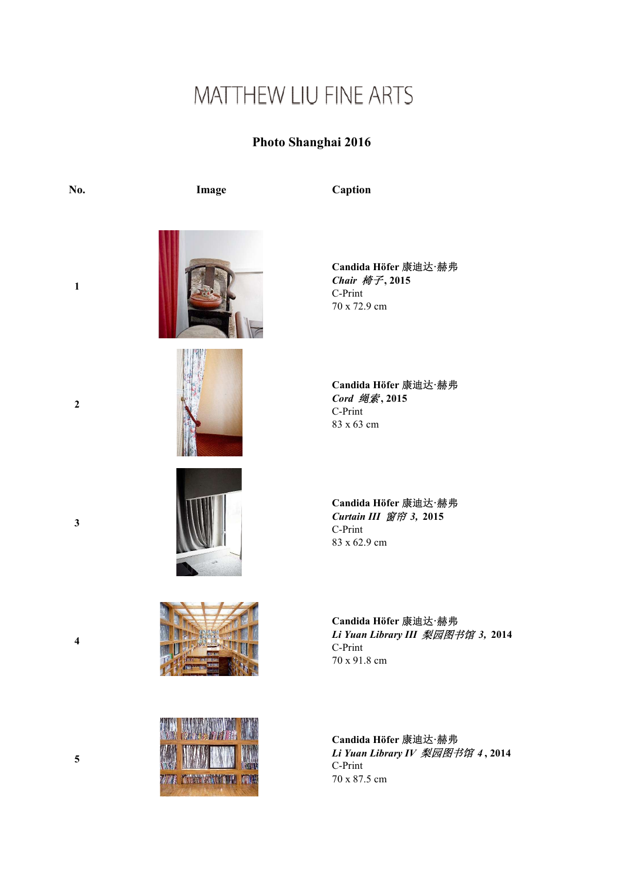# MATTHEW LIU FINE ARTS

## Photo Shanghai 2016

| No. | Image | Caption |
|---|---|---|
| 1 | | **Candida Höfer 康迪达·赫弗**<br>***Chair 椅子*, 2015**<br>C-Print<br>70 x 72.9 cm |
| 2 | | **Candida Höfer 康迪达·赫弗**<br>***Cord 绳索*, 2015**<br>C-Print<br>83 x 63 cm |
| 3 | | **Candida Höfer 康迪达·赫弗**<br>***Curtain III 窗帘 3*, 2015**<br>C-Print<br>83 x 62.9 cm |
| 4 | | **Candida Höfer 康迪达·赫弗**<br>***Li Yuan Library III 梨园图书馆 3*, 2014**<br>C-Print<br>70 x 91.8 cm |
| 5 | | **Candida Höfer 康迪达·赫弗**<br>***Li Yuan Library IV 梨园图书馆 4*, 2014**<br>C-Print<br>70 x 87.5 cm |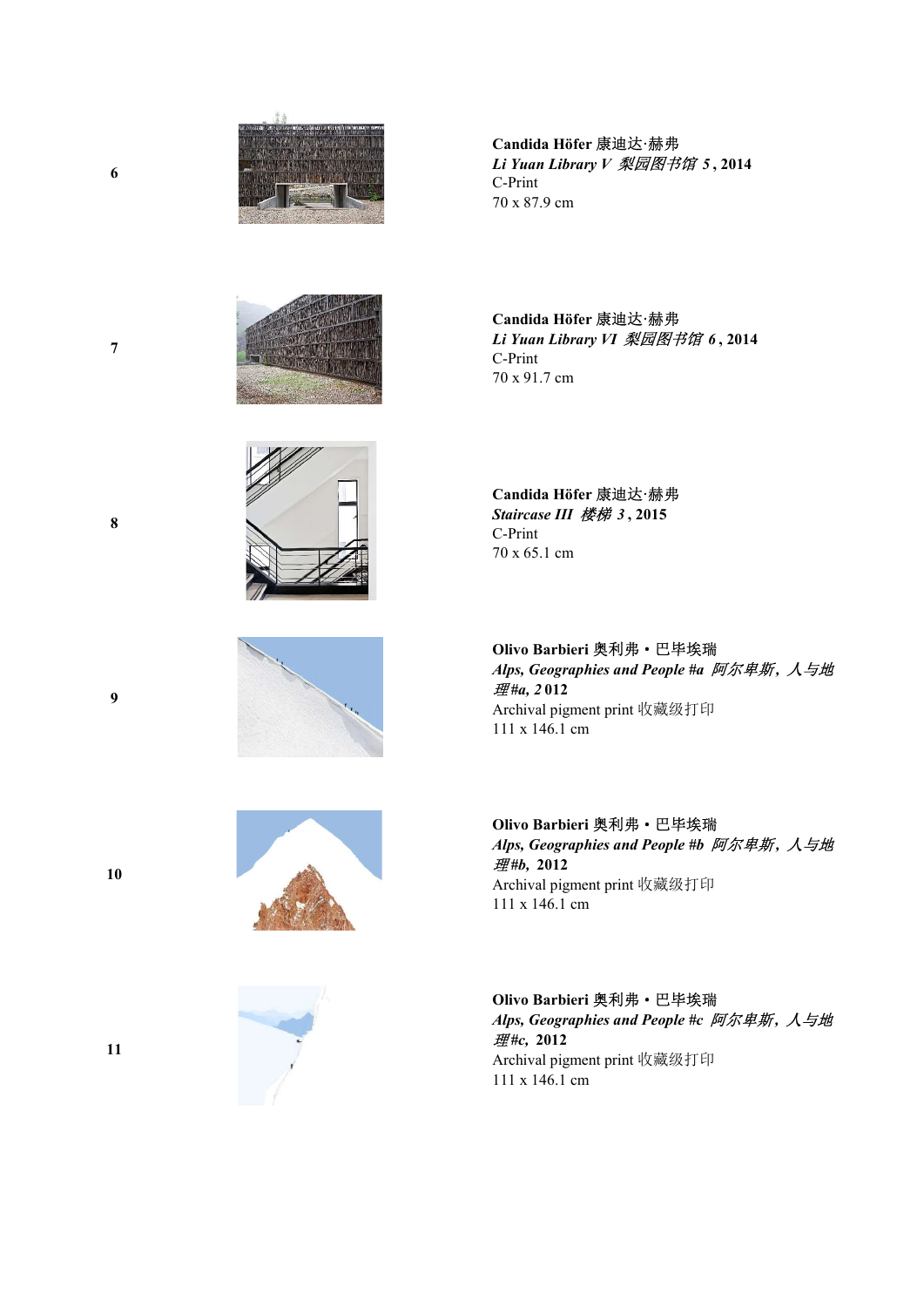6

**Candida Höfer 康迪达·赫弗**
***Li Yuan Library V*** ***梨园图书馆 5*** **, 2014**
C-Print
70 x 87.9 cm

7

**Candida Höfer 康迪达·赫弗**
***Li Yuan Library VI*** ***梨园图书馆 6*** **, 2014**
C-Print
70 x 91.7 cm

8

**Candida Höfer 康迪达·赫弗**
***Staircase III*** ***楼梯 3*** **, 2015**
C-Print
70 x 65.1 cm

9

**Olivo Barbieri 奥利弗・巴毕埃瑞**
***Alps, Geographies and People #a 阿尔卑斯，人与地理#a, 2*** **012**
Archival pigment print 收藏级打印
111 x 146.1 cm

10

**Olivo Barbieri 奥利弗・巴毕埃瑞**
***Alps, Geographies and People #b 阿尔卑斯，人与地理#b,*** **2012**
Archival pigment print 收藏级打印
111 x 146.1 cm

11

**Olivo Barbieri 奥利弗・巴毕埃瑞**
***Alps, Geographies and People #c 阿尔卑斯，人与地理#c,*** **2012**
Archival pigment print 收藏级打印
111 x 146.1 cm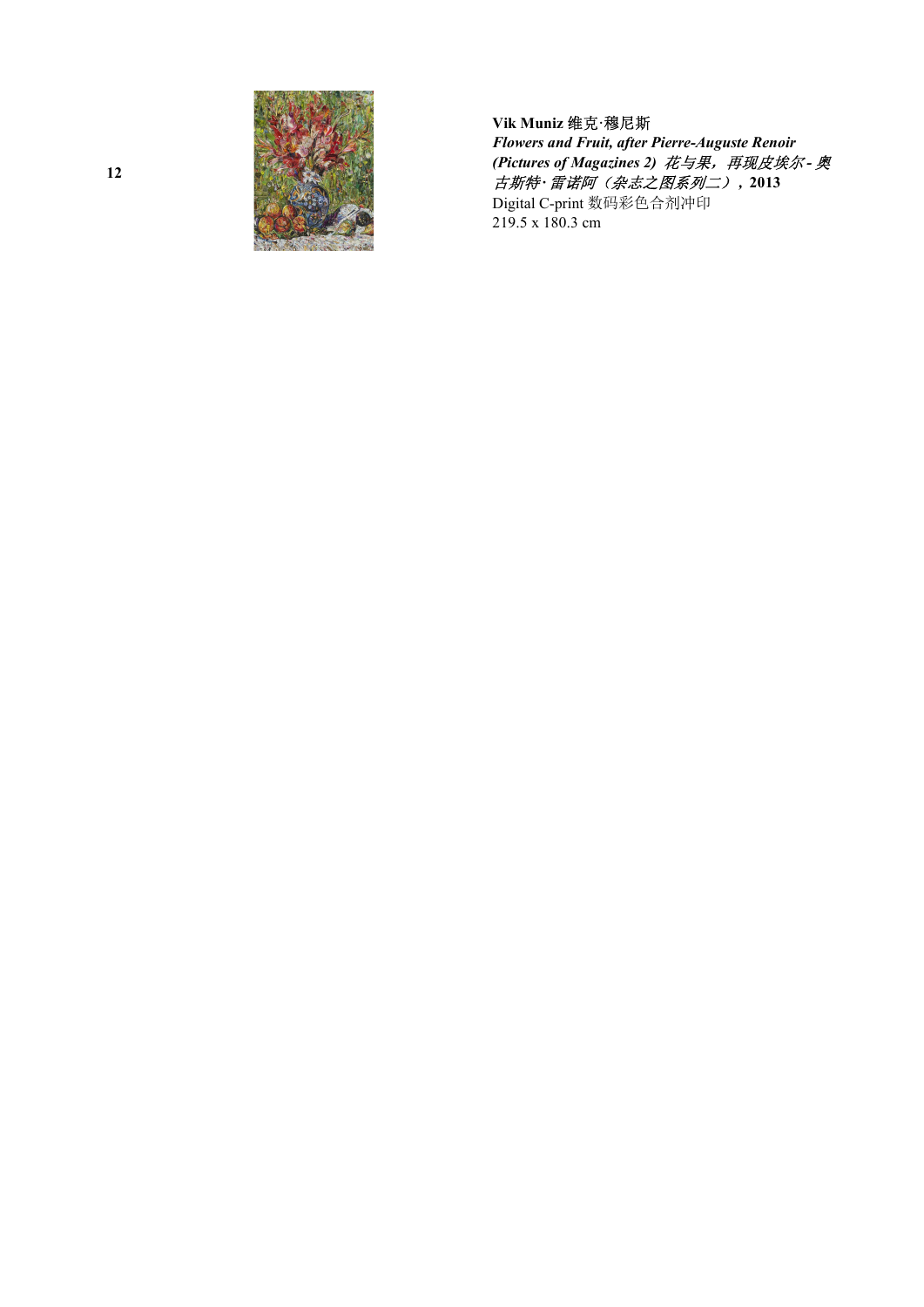12

**Vik Muniz** 维克·穆尼斯
***Flowers and Fruit, after Pierre-Auguste Renoir (Pictures of Magazines 2)*** *花与果，再现皮埃尔-奥古斯特·雷诺阿（杂志之图系列二）*，**2013**
Digital C-print 数码彩色合剂冲印
219.5 x 180.3 cm